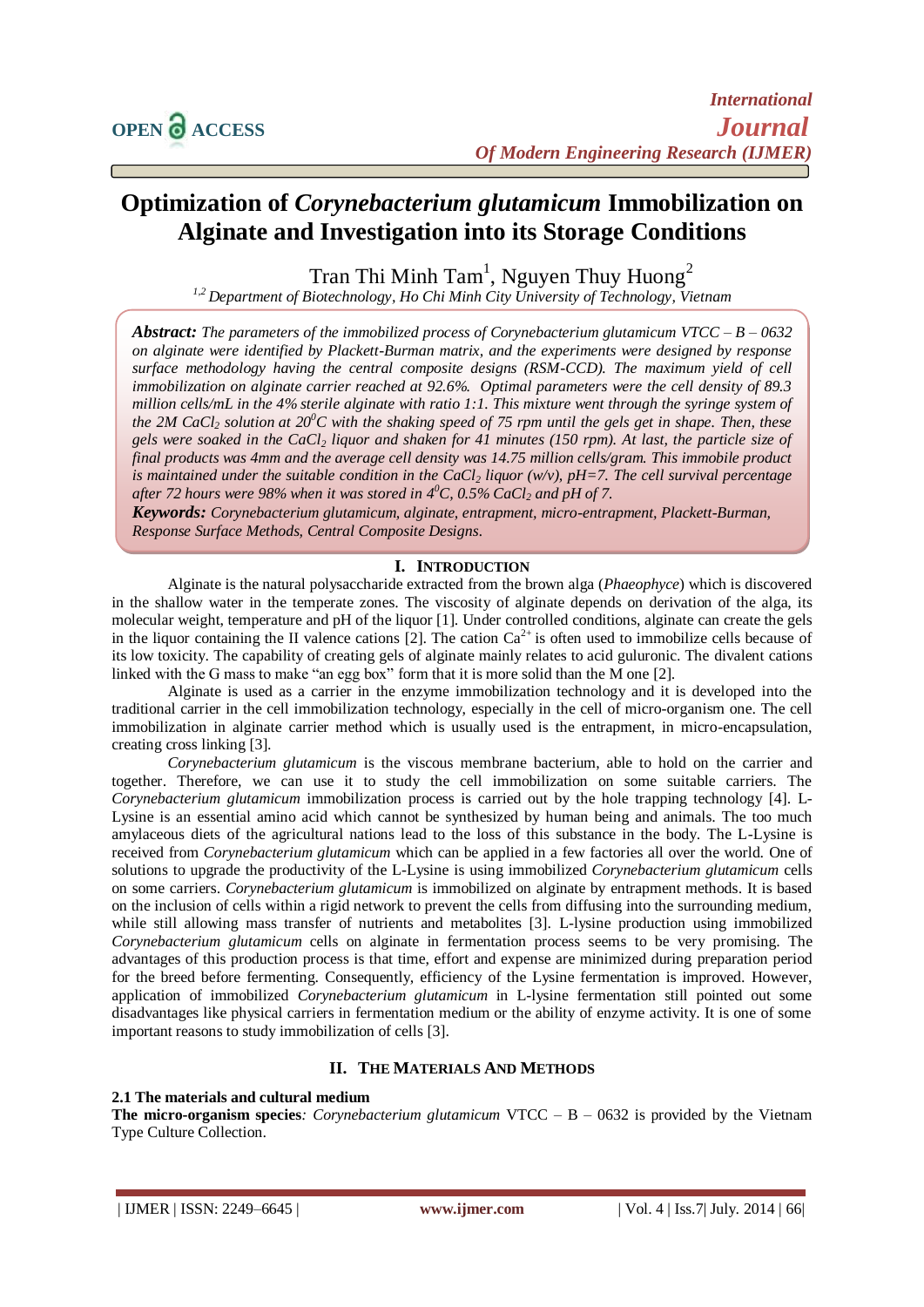# Optimization of *Corynebacterium glutamicum* Immobilization on Alginate and Investigation into its Storage Conditions

Tran Thi Minh Tam[1], Nguyen Thuy Huong[2]

[1,2] Department of Biotechnology, Ho Chi Minh City University of Technology, Vietnam

***Abstract:*** *The parameters of the immobilized process of Corynebacterium glutamicum VTCC – B – 0632 on alginate were identified by Plackett-Burman matrix, and the experiments were designed by response surface methodology having the central composite designs (RSM-CCD). The maximum yield of cell immobilization on alginate carrier reached at 92.6%. Optimal parameters were the cell density of 89.3 million cells/mL in the 4% sterile alginate with ratio 1:1. This mixture went through the syringe system of the 2M $CaCl_2$ solution at $20^0C$ with the shaking speed of 75 rpm until the gels get in shape. Then, these gels were soaked in the $CaCl_2$ liquor and shaken for 41 minutes (150 rpm). At last, the particle size of final products was 4mm and the average cell density was 14.75 million cells/gram. This immobile product is maintained under the suitable condition in the $CaCl_2$ liquor (w/v), pH=7. The cell survival percentage after 72 hours were 98% when it was stored in $4^0C$, 0.5% $CaCl_2$ and pH of 7.*

***Keywords:*** *Corynebacterium glutamicum, alginate, entrapment, micro-entrapment, Plackett-Burman, Response Surface Methods, Central Composite Designs.*

## I. Introduction

Alginate is the natural polysaccharide extracted from the brown alga (*Phaeophyce*) which is discovered in the shallow water in the temperate zones. The viscosity of alginate depends on derivation of the alga, its molecular weight, temperature and pH of the liquor [1]. Under controlled conditions, alginate can create the gels in the liquor containing the II valence cations [2]. The cation $Ca^{2+}$ is often used to immobilize cells because of its low toxicity. The capability of creating gels of alginate mainly relates to acid guluronic. The divalent cations linked with the G mass to make "an egg box" form that it is more solid than the M one [2].

Alginate is used as a carrier in the enzyme immobilization technology and it is developed into the traditional carrier in the cell immobilization technology, especially in the cell of micro-organism one. The cell immobilization in alginate carrier method which is usually used is the entrapment, in micro-encapsulation, creating cross linking [3].

*Corynebacterium glutamicum* is the viscous membrane bacterium, able to hold on the carrier and together. Therefore, we can use it to study the cell immobilization on some suitable carriers. The *Corynebacterium glutamicum* immobilization process is carried out by the hole trapping technology [4]. L-Lysine is an essential amino acid which cannot be synthesized by human being and animals. The too much amylaceous diets of the agricultural nations lead to the loss of this substance in the body. The L-Lysine is received from *Corynebacterium glutamicum* which can be applied in a few factories all over the world. One of solutions to upgrade the productivity of the L-Lysine is using immobilized *Corynebacterium glutamicum* cells on some carriers. *Corynebacterium glutamicum* is immobilized on alginate by entrapment methods. It is based on the inclusion of cells within a rigid network to prevent the cells from diffusing into the surrounding medium, while still allowing mass transfer of nutrients and metabolites [3]. L-lysine production using immobilized *Corynebacterium glutamicum* cells on alginate in fermentation process seems to be very promising. The advantages of this production process is that time, effort and expense are minimized during preparation period for the breed before fermenting. Consequently, efficiency of the Lysine fermentation is improved. However, application of immobilized *Corynebacterium glutamicum* in L-lysine fermentation still pointed out some disadvantages like physical carriers in fermentation medium or the ability of enzyme activity. It is one of some important reasons to study immobilization of cells [3].

## II. The Materials And Methods

### 2.1 The materials and cultural medium

**The micro-organism species***:* *Corynebacterium glutamicum* VTCC – B – 0632 is provided by the Vietnam Type Culture Collection.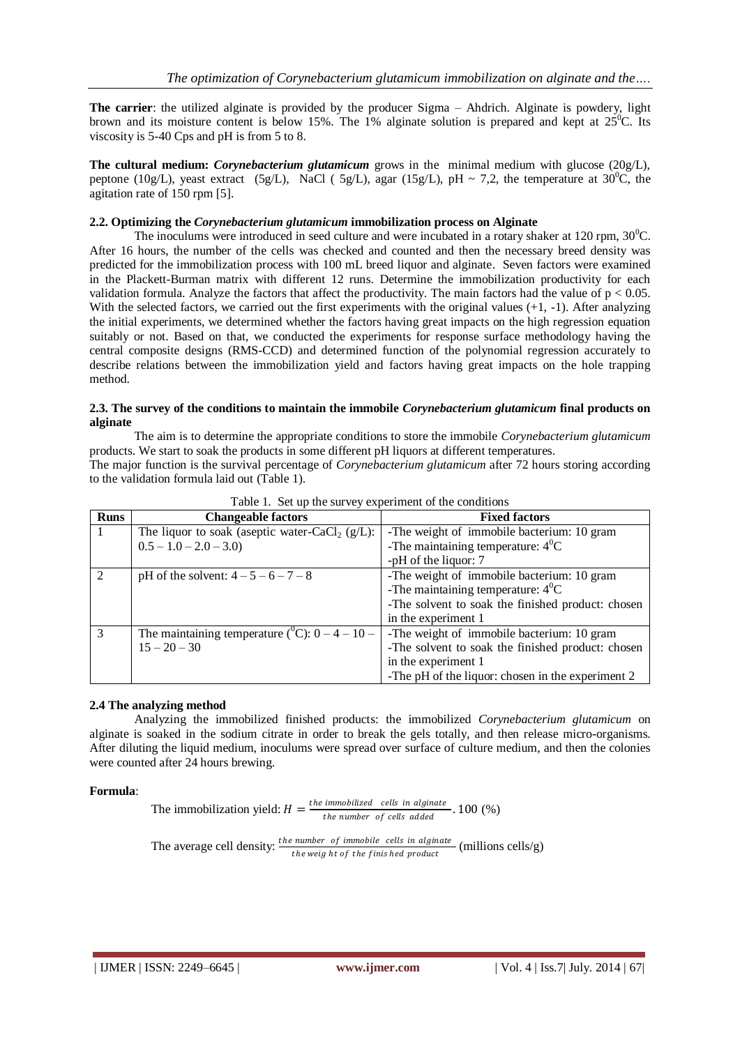**The carrier**: the utilized alginate is provided by the producer Sigma – Ahdrich. Alginate is powdery, light brown and its moisture content is below 15%. The 1% alginate solution is prepared and kept at $25^0$C. Its viscosity is 5-40 Cps and pH is from 5 to 8.

**The cultural medium:** ***Corynebacterium glutamicum*** grows in the minimal medium with glucose (20g/L), peptone (10g/L), yeast extract (5g/L), NaCl ( 5g/L), agar (15g/L), pH ~ 7,2, the temperature at $30^0$C, the agitation rate of 150 rpm [5].

### 2.2. Optimizing the *Corynebacterium glutamicum* immobilization process on Alginate

The inoculums were introduced in seed culture and were incubated in a rotary shaker at 120 rpm, $30^0$C. After 16 hours, the number of the cells was checked and counted and then the necessary breed density was predicted for the immobilization process with 100 mL breed liquor and alginate. Seven factors were examined in the Plackett-Burman matrix with different 12 runs. Determine the immobilization productivity for each validation formula. Analyze the factors that affect the productivity. The main factors had the value of $p < 0.05$. With the selected factors, we carried out the first experiments with the original values (+1, -1). After analyzing the initial experiments, we determined whether the factors having great impacts on the high regression equation suitably or not. Based on that, we conducted the experiments for response surface methodology having the central composite designs (RMS-CCD) and determined function of the polynomial regression accurately to describe relations between the immobilization yield and factors having great impacts on the hole trapping method.

### 2.3. The survey of the conditions to maintain the immobile *Corynebacterium glutamicum* final products on alginate

The aim is to determine the appropriate conditions to store the immobile *Corynebacterium glutamicum* products. We start to soak the products in some different pH liquors at different temperatures.
The major function is the survival percentage of *Corynebacterium glutamicum* after 72 hours storing according to the validation formula laid out (Table 1).

Table 1. Set up the survey experiment of the conditions

| Runs | Changeable factors | Fixed factors |
|---|---|---|
| 1 | The liquor to soak (aseptic water-$CaCl_2$ (g/L): 0.5 – 1.0 – 2.0 – 3.0) | -The weight of immobile bacterium: 10 gram<br>-The maintaining temperature: $4^0$C<br>-pH of the liquor: 7 |
| 2 | pH of the solvent: 4 – 5 – 6 – 7 – 8 | -The weight of immobile bacterium: 10 gram<br>-The maintaining temperature: $4^0$C<br>-The solvent to soak the finished product: chosen in the experiment 1 |
| 3 | The maintaining temperature ($^0$C): 0 – 4 – 10 – 15 – 20 – 30 | -The weight of immobile bacterium: 10 gram<br>-The solvent to soak the finished product: chosen in the experiment 1<br>-The pH of the liquor: chosen in the experiment 2 |

### 2.4 The analyzing method

Analyzing the immobilized finished products: the immobilized *Corynebacterium glutamicum* on alginate is soaked in the sodium citrate in order to break the gels totally, and then release micro-organisms. After diluting the liquid medium, inoculums were spread over surface of culture medium, and then the colonies were counted after 24 hours brewing.

**Formula**:

The immobilization yield: $$H = \frac{\text{the immobilized cells in alginate}}{\text{the number of cells added}} . 100\ (\%)$$

The average cell density: $$\frac{\text{the number of immobile cells in alginate}}{\text{the weight of the finished product}}\ (\text{millions cells/g})$$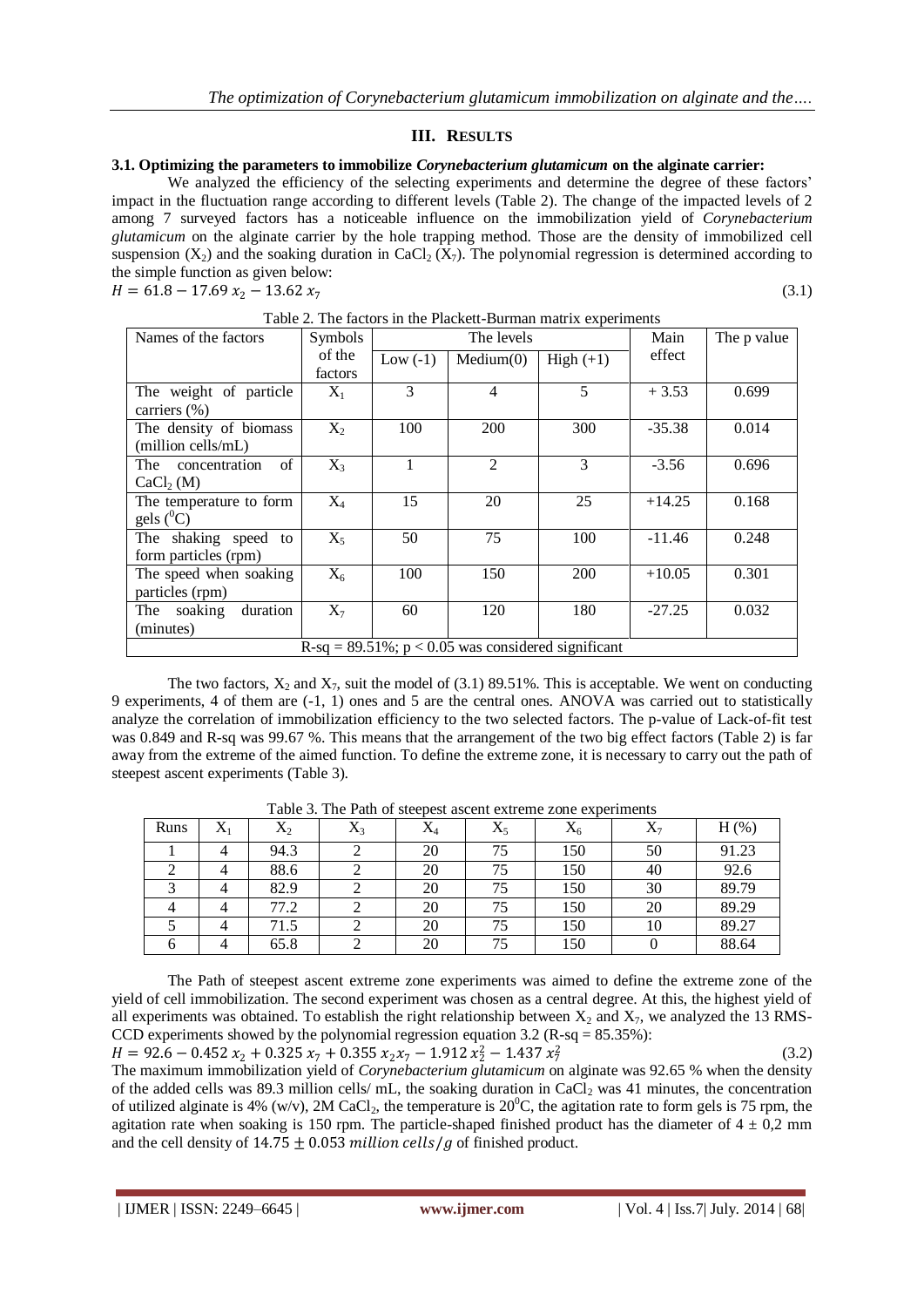## III. RESULTS

### 3.1. Optimizing the parameters to immobilize *Corynebacterium glutamicum* on the alginate carrier:

We analyzed the efficiency of the selecting experiments and determine the degree of these factors' impact in the fluctuation range according to different levels (Table 2). The change of the impacted levels of 2 among 7 surveyed factors has a noticeable influence on the immobilization yield of *Corynebacterium glutamicum* on the alginate carrier by the hole trapping method. Those are the density of immobilized cell suspension ($X_2$) and the soaking duration in $CaCl_2$ ($X_7$). The polynomial regression is determined according to the simple function as given below:

$$H = 61.8 - 17.69\,x_2 - 13.62\,x_7 \tag{3.1}$$

Table 2. The factors in the Plackett-Burman matrix experiments

| Names of the factors | Symbols of the factors | The levels | | | Main effect | The p value |
|---|---|---|---|---|---|---|
| | | Low (-1) | Medium(0) | High (+1) | | |
| The weight of particle carriers (%) | $X_1$ | 3 | 4 | 5 | + 3.53 | 0.699 |
| The density of biomass (million cells/mL) | $X_2$ | 100 | 200 | 300 | -35.38 | 0.014 |
| The concentration of $CaCl_2$ (M) | $X_3$ | 1 | 2 | 3 | -3.56 | 0.696 |
| The temperature to form gels ($^0C$) | $X_4$ | 15 | 20 | 25 | +14.25 | 0.168 |
| The shaking speed to form particles (rpm) | $X_5$ | 50 | 75 | 100 | -11.46 | 0.248 |
| The speed when soaking particles (rpm) | $X_6$ | 100 | 150 | 200 | +10.05 | 0.301 |
| The soaking duration (minutes) | $X_7$ | 60 | 120 | 180 | -27.25 | 0.032 |
| R-sq = 89.51%; $p < 0.05$ was considered significant | | | | | | |

The two factors, $X_2$ and $X_7$, suit the model of (3.1) 89.51%. This is acceptable. We went on conducting 9 experiments, 4 of them are (-1, 1) ones and 5 are the central ones. ANOVA was carried out to statistically analyze the correlation of immobilization efficiency to the two selected factors. The p-value of Lack-of-fit test was 0.849 and R-sq was 99.67 %. This means that the arrangement of the two big effect factors (Table 2) is far away from the extreme of the aimed function. To define the extreme zone, it is necessary to carry out the path of steepest ascent experiments (Table 3).

Table 3. The Path of steepest ascent extreme zone experiments

| Runs | $X_1$ | $X_2$ | $X_3$ | $X_4$ | $X_5$ | $X_6$ | $X_7$ | H (%) |
|---|---|---|---|---|---|---|---|---|
| 1 | 4 | 94.3 | 2 | 20 | 75 | 150 | 50 | 91.23 |
| 2 | 4 | 88.6 | 2 | 20 | 75 | 150 | 40 | 92.6 |
| 3 | 4 | 82.9 | 2 | 20 | 75 | 150 | 30 | 89.79 |
| 4 | 4 | 77.2 | 2 | 20 | 75 | 150 | 20 | 89.29 |
| 5 | 4 | 71.5 | 2 | 20 | 75 | 150 | 10 | 89.27 |
| 6 | 4 | 65.8 | 2 | 20 | 75 | 150 | 0 | 88.64 |

The Path of steepest ascent extreme zone experiments was aimed to define the extreme zone of the yield of cell immobilization. The second experiment was chosen as a central degree. At this, the highest yield of all experiments was obtained. To establish the right relationship between $X_2$ and $X_7$, we analyzed the 13 RMS-CCD experiments showed by the polynomial regression equation 3.2 (R-sq = 85.35%):

$$H = 92.6 - 0.452\,x_2 + 0.325\,x_7 + 0.355\,x_2x_7 - 1.912\,x_2^2 - 1.437\,x_7^2 \tag{3.2}$$

The maximum immobilization yield of *Corynebacterium glutamicum* on alginate was 92.65 % when the density of the added cells was 89.3 million cells/ mL, the soaking duration in $CaCl_2$ was 41 minutes, the concentration of utilized alginate is 4% (w/v), 2M $CaCl_2$, the temperature is $20^0C$, the agitation rate to form gels is 75 rpm, the agitation rate when soaking is 150 rpm. The particle-shaped finished product has the diameter of 4 ± 0,2 mm and the cell density of $14.75 \pm 0.053$ *million cells/g* of finished product.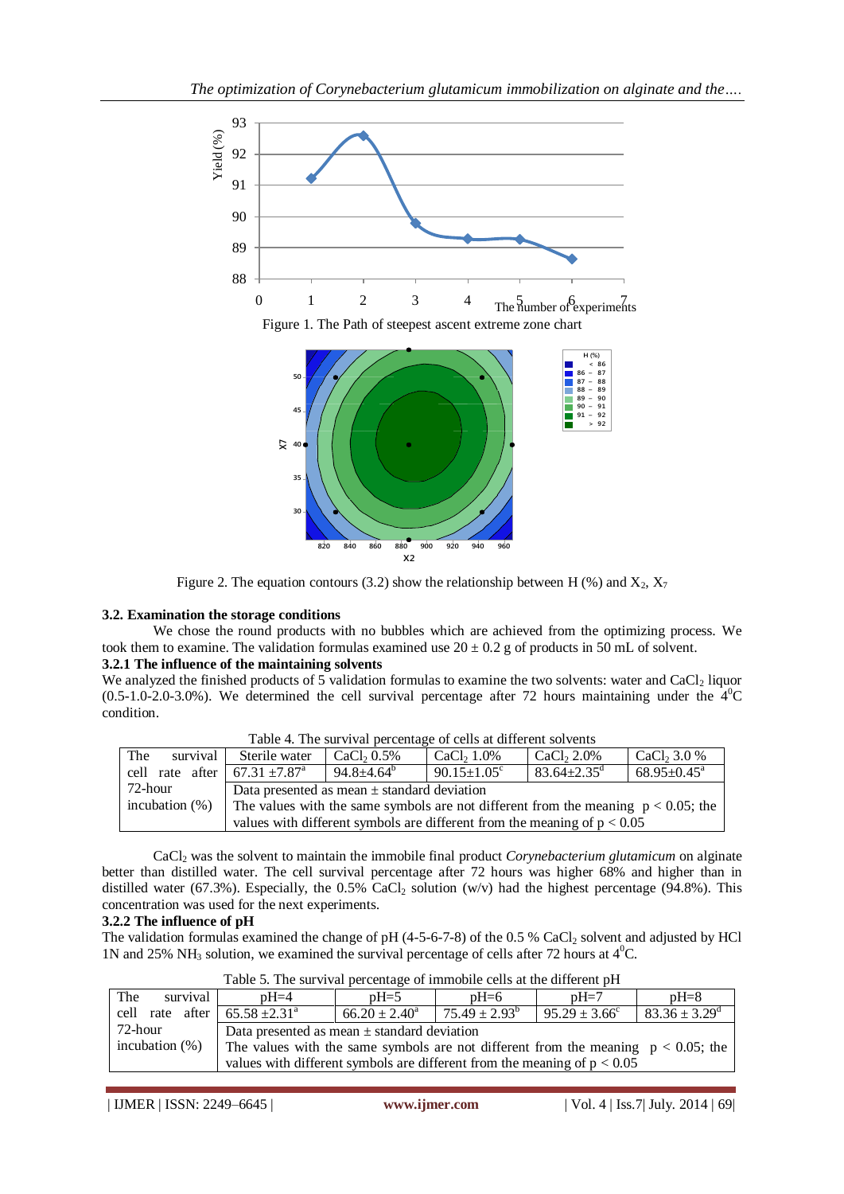Figure 1. The Path of steepest ascent extreme zone chart

Figure 2. The equation contours (3.2) show the relationship between H (%) and $X_2$, $X_7$

### 3.2. Examination the storage conditions

We chose the round products with no bubbles which are achieved from the optimizing process. We took them to examine. The validation formulas examined use $20 \pm 0.2$ g of products in 50 mL of solvent.

#### 3.2.1 The influence of the maintaining solvents

We analyzed the finished products of 5 validation formulas to examine the two solvents: water and $CaCl_2$ liquor (0.5-1.0-2.0-3.0%). We determined the cell survival percentage after 72 hours maintaining under the $4^0$C condition.

Table 4. The survival percentage of cells at different solvents

| | Sterile water | $CaCl_2$ 0.5% | $CaCl_2$ 1.0% | $CaCl_2$ 2.0% | $CaCl_2$ 3.0 % |
|---|---|---|---|---|---|
| The survival cell rate after 72-hour incubation (%) | $67.31 \pm 7.87^a$ | $94.8 \pm 4.64^b$ | $90.15 \pm 1.05^c$ | $83.64 \pm 2.35^d$ | $68.95 \pm 0.45^a$ |
| | Data presented as mean ± standard deviation. The values with the same symbols are not different from the meaning $p < 0.05$; the values with different symbols are different from the meaning of $p < 0.05$ | | | | |

$CaCl_2$ was the solvent to maintain the immobile final product *Corynebacterium glutamicum* on alginate better than distilled water. The cell survival percentage after 72 hours was higher 68% and higher than in distilled water (67.3%). Especially, the 0.5% $CaCl_2$ solution (w/v) had the highest percentage (94.8%). This concentration was used for the next experiments.

#### 3.2.2 The influence of pH

The validation formulas examined the change of pH (4-5-6-7-8) of the 0.5 % $CaCl_2$ solvent and adjusted by HCl 1N and 25% $NH_3$ solution, we examined the survival percentage of cells after 72 hours at $4^0$C.

Table 5. The survival percentage of immobile cells at the different pH

| | pH=4 | pH=5 | pH=6 | pH=7 | pH=8 |
|---|---|---|---|---|---|
| The survival cell rate after 72-hour incubation (%) | $65.58 \pm 2.31^a$ | $66.20 \pm 2.40^a$ | $75.49 \pm 2.93^b$ | $95.29 \pm 3.66^c$ | $83.36 \pm 3.29^d$ |
| | Data presented as mean ± standard deviation. The values with the same symbols are not different from the meaning $p < 0.05$; the values with different symbols are different from the meaning of $p < 0.05$ | | | | |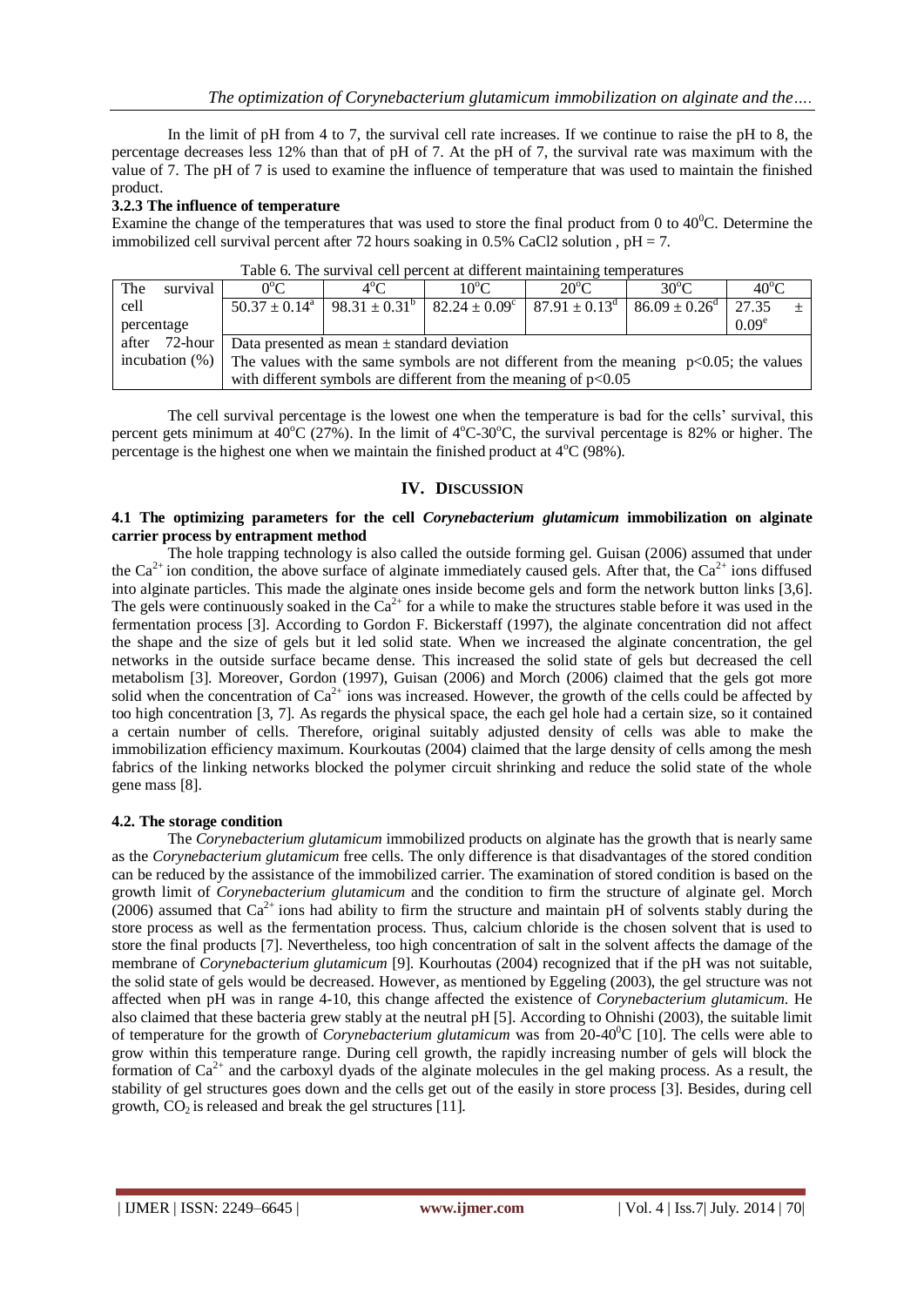In the limit of pH from 4 to 7, the survival cell rate increases. If we continue to raise the pH to 8, the percentage decreases less 12% than that of pH of 7. At the pH of 7, the survival rate was maximum with the value of 7. The pH of 7 is used to examine the influence of temperature that was used to maintain the finished product.

### 3.2.3 The influence of temperature

Examine the change of the temperatures that was used to store the final product from 0 to 40$^0$C. Determine the immobilized cell survival percent after 72 hours soaking in 0.5% CaCl2 solution , pH = 7.

Table 6. The survival cell percent at different maintaining temperatures

| | 0$^o$C | 4$^o$C | 10$^o$C | 20$^o$C | 30$^o$C | 40$^o$C |
|---|---|---|---|---|---|---|
| The survival cell percentage after 72-hour incubation (%) | $50.37 \pm 0.14^a$ | $98.31 \pm 0.31^b$ | $82.24 \pm 0.09^c$ | $87.91 \pm 0.13^d$ | $86.09 \pm 0.26^d$ | $27.35 \pm 0.09^e$ |
| | Data presented as mean ± standard deviation | | | | | |
| | The values with the same symbols are not different from the meaning $p<0.05$; the values with different symbols are different from the meaning of $p<0.05$ | | | | | |

The cell survival percentage is the lowest one when the temperature is bad for the cells' survival, this percent gets minimum at 40$^o$C (27%). In the limit of 4$^o$C-30$^o$C, the survival percentage is 82% or higher. The percentage is the highest one when we maintain the finished product at 4$^o$C (98%).

## IV. Discussion

### 4.1 The optimizing parameters for the cell *Corynebacterium glutamicum* immobilization on alginate carrier process by entrapment method

The hole trapping technology is also called the outside forming gel. Guisan (2006) assumed that under the $Ca^{2+}$ ion condition, the above surface of alginate immediately caused gels. After that, the $Ca^{2+}$ ions diffused into alginate particles. This made the alginate ones inside become gels and form the network button links [3,6]. The gels were continuously soaked in the $Ca^{2+}$ for a while to make the structures stable before it was used in the fermentation process [3]. According to Gordon F. Bickerstaff (1997), the alginate concentration did not affect the shape and the size of gels but it led solid state. When we increased the alginate concentration, the gel networks in the outside surface became dense. This increased the solid state of gels but decreased the cell metabolism [3]. Moreover, Gordon (1997), Guisan (2006) and Morch (2006) claimed that the gels got more solid when the concentration of $Ca^{2+}$ ions was increased. However, the growth of the cells could be affected by too high concentration [3, 7]. As regards the physical space, the each gel hole had a certain size, so it contained a certain number of cells. Therefore, original suitably adjusted density of cells was able to make the immobilization efficiency maximum. Kourkoutas (2004) claimed that the large density of cells among the mesh fabrics of the linking networks blocked the polymer circuit shrinking and reduce the solid state of the whole gene mass [8].

### 4.2. The storage condition

The *Corynebacterium glutamicum* immobilized products on alginate has the growth that is nearly same as the *Corynebacterium glutamicum* free cells. The only difference is that disadvantages of the stored condition can be reduced by the assistance of the immobilized carrier. The examination of stored condition is based on the growth limit of *Corynebacterium glutamicum* and the condition to firm the structure of alginate gel. Morch (2006) assumed that $Ca^{2+}$ ions had ability to firm the structure and maintain pH of solvents stably during the store process as well as the fermentation process. Thus, calcium chloride is the chosen solvent that is used to store the final products [7]. Nevertheless, too high concentration of salt in the solvent affects the damage of the membrane of *Corynebacterium glutamicum* [9]. Kourhoutas (2004) recognized that if the pH was not suitable, the solid state of gels would be decreased. However, as mentioned by Eggeling (2003), the gel structure was not affected when pH was in range 4-10, this change affected the existence of *Corynebacterium glutamicum*. He also claimed that these bacteria grew stably at the neutral pH [5]. According to Ohnishi (2003), the suitable limit of temperature for the growth of *Corynebacterium glutamicum* was from 20-40$^0$C [10]. The cells were able to grow within this temperature range. During cell growth, the rapidly increasing number of gels will block the formation of $Ca^{2+}$ and the carboxyl dyads of the alginate molecules in the gel making process. As a result, the stability of gel structures goes down and the cells get out of the easily in store process [3]. Besides, during cell growth, $CO_2$ is released and break the gel structures [11].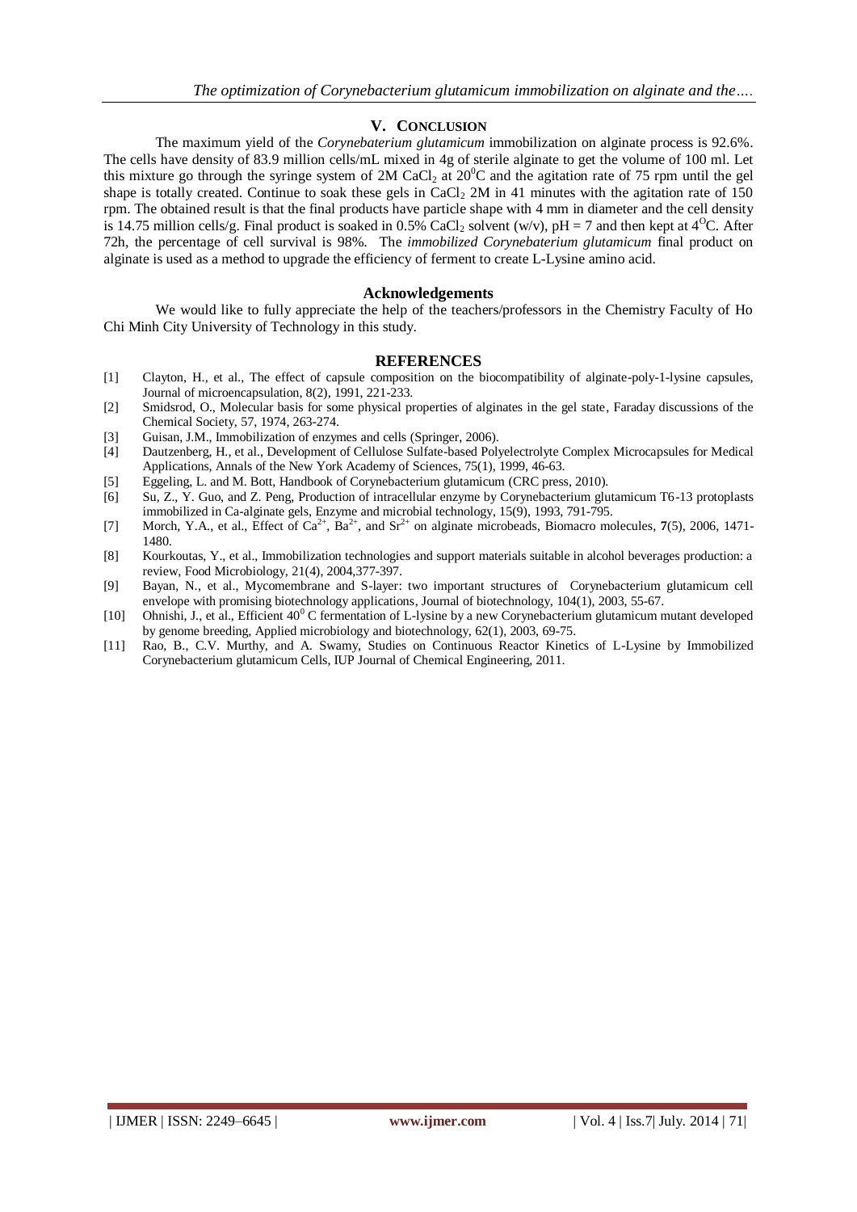## V. CONCLUSION

The maximum yield of the *Corynebaterium glutamicum* immobilization on alginate process is 92.6%. The cells have density of 83.9 million cells/mL mixed in 4g of sterile alginate to get the volume of 100 ml. Let this mixture go through the syringe system of 2M $CaCl_2$ at $20^0$C and the agitation rate of 75 rpm until the gel shape is totally created. Continue to soak these gels in $CaCl_2$ 2M in 41 minutes with the agitation rate of 150 rpm. The obtained result is that the final products have particle shape with 4 mm in diameter and the cell density is 14.75 million cells/g. Final product is soaked in 0.5% $CaCl_2$ solvent (w/v), pH = 7 and then kept at $4^O$C. After 72h, the percentage of cell survival is 98%. The *immobilized Corynebaterium glutamicum* final product on alginate is used as a method to upgrade the efficiency of ferment to create L-Lysine amino acid.

## Acknowledgements

We would like to fully appreciate the help of the teachers/professors in the Chemistry Faculty of Ho Chi Minh City University of Technology in this study.

## REFERENCES

[1] Clayton, H., et al., The effect of capsule composition on the biocompatibility of alginate-poly-1-lysine capsules, Journal of microencapsulation, 8(2), 1991, 221-233.

[2] Smidsrod, O., Molecular basis for some physical properties of alginates in the gel state, Faraday discussions of the Chemical Society, 57, 1974, 263-274.

[3] Guisan, J.M., Immobilization of enzymes and cells (Springer, 2006).

[4] Dautzenberg, H., et al., Development of Cellulose Sulfate-based Polyelectrolyte Complex Microcapsules for Medical Applications, Annals of the New York Academy of Sciences, 75(1), 1999, 46-63.

[5] Eggeling, L. and M. Bott, Handbook of Corynebacterium glutamicum (CRC press, 2010).

[6] Su, Z., Y. Guo, and Z. Peng, Production of intracellular enzyme by Corynebacterium glutamicum T6-13 protoplasts immobilized in Ca-alginate gels, Enzyme and microbial technology, 15(9), 1993, 791-795.

[7] Morch, Y.A., et al., Effect of $Ca^{2+}$, $Ba^{2+}$, and $Sr^{2+}$ on alginate microbeads, Biomacro molecules, **7**(5), 2006, 1471-1480.

[8] Kourkoutas, Y., et al., Immobilization technologies and support materials suitable in alcohol beverages production: a review, Food Microbiology, 21(4), 2004,377-397.

[9] Bayan, N., et al., Mycomembrane and S-layer: two important structures of Corynebacterium glutamicum cell envelope with promising biotechnology applications, Journal of biotechnology, 104(1), 2003, 55-67.

[10] Ohnishi, J., et al., Efficient $40^0$ C fermentation of L-lysine by a new Corynebacterium glutamicum mutant developed by genome breeding, Applied microbiology and biotechnology, 62(1), 2003, 69-75.

[11] Rao, B., C.V. Murthy, and A. Swamy, Studies on Continuous Reactor Kinetics of L-Lysine by Immobilized Corynebacterium glutamicum Cells, IUP Journal of Chemical Engineering, 2011.